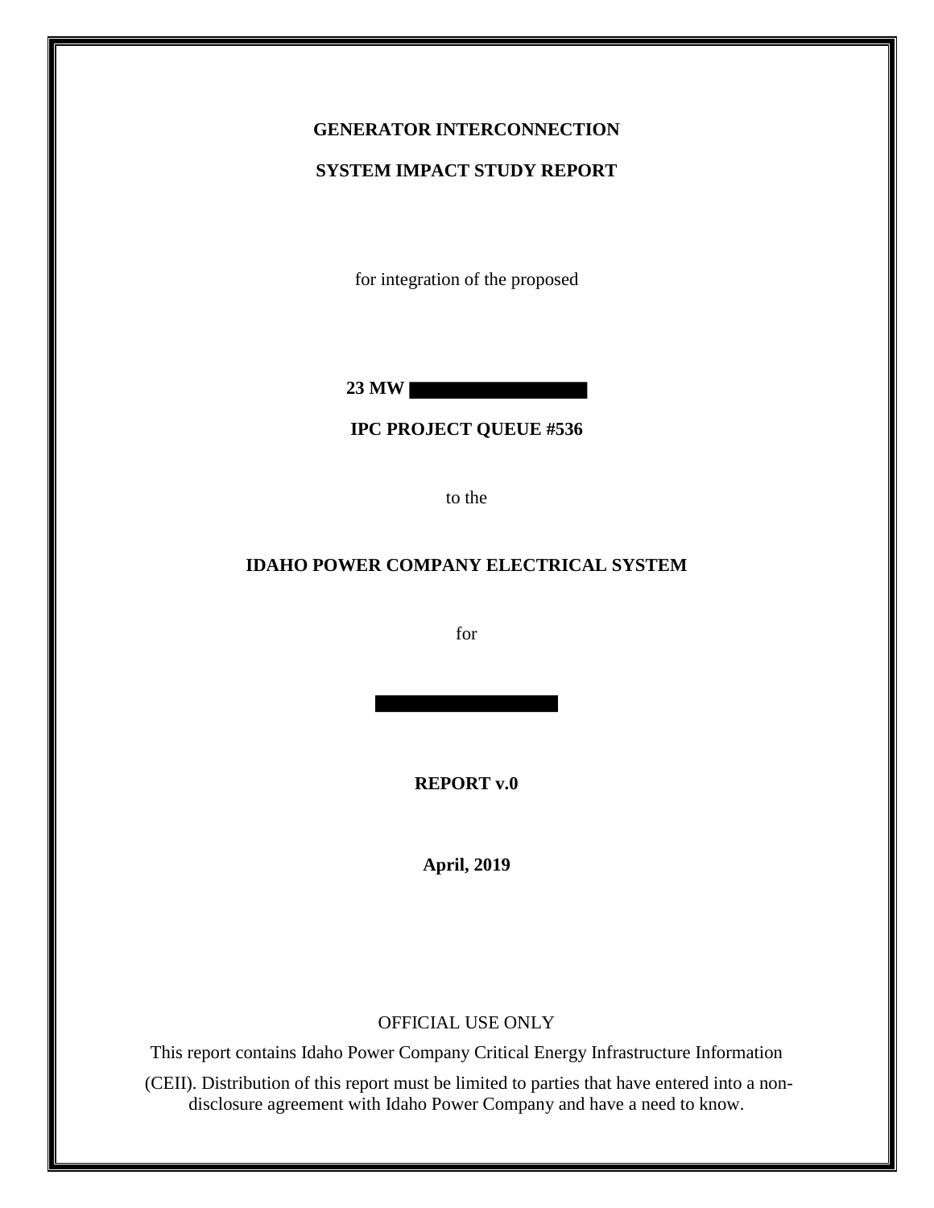**GENERATOR INTERCONNECTION**

**SYSTEM IMPACT STUDY REPORT**

for integration of the proposed

**23 MW**

**IPC PROJECT QUEUE #536**

to the

**IDAHO POWER COMPANY ELECTRICAL SYSTEM**

for

**REPORT v.0**

**April, 2019**

OFFICIAL USE ONLY

This report contains Idaho Power Company Critical Energy Infrastructure Information (CEII). Distribution of this report must be limited to parties that have entered into a non-disclosure agreement with Idaho Power Company and have a need to know.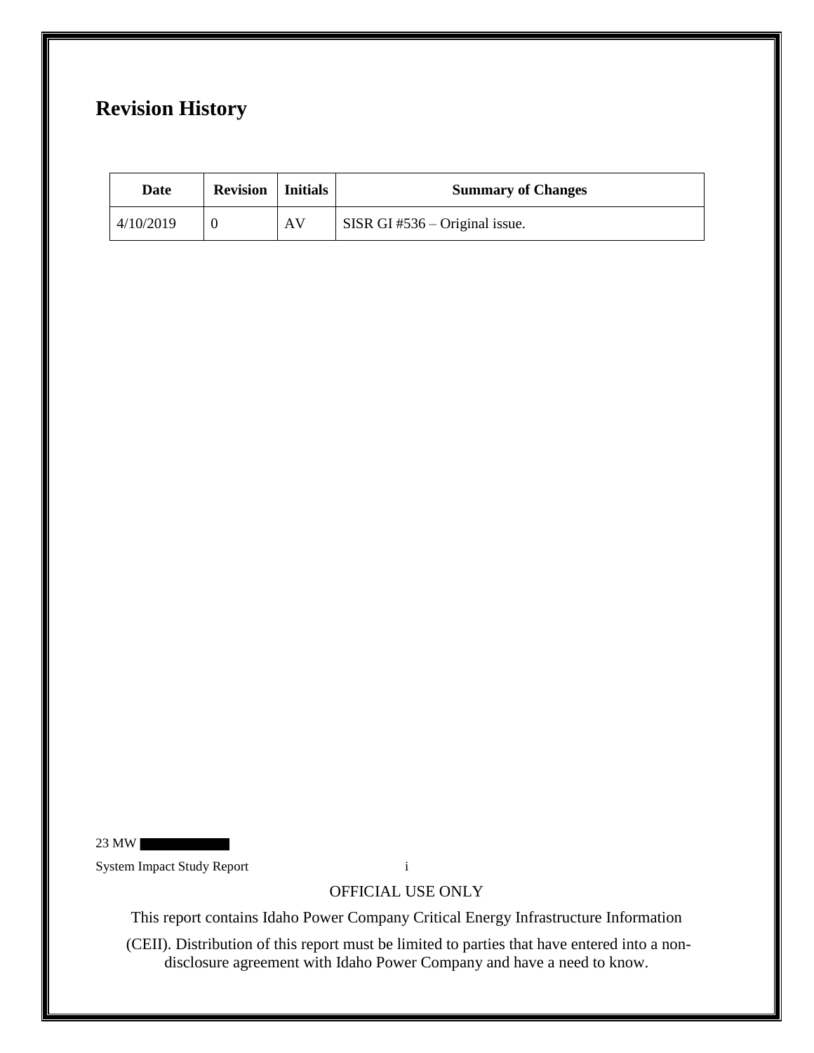# Revision History

| Date | Revision | Initials | Summary of Changes |
| --- | --- | --- | --- |
| 4/10/2019 | 0 | AV | SISR GI #536 – Original issue. |

OFFICIAL USE ONLY

This report contains Idaho Power Company Critical Energy Infrastructure Information (CEII). Distribution of this report must be limited to parties that have entered into a non-disclosure agreement with Idaho Power Company and have a need to know.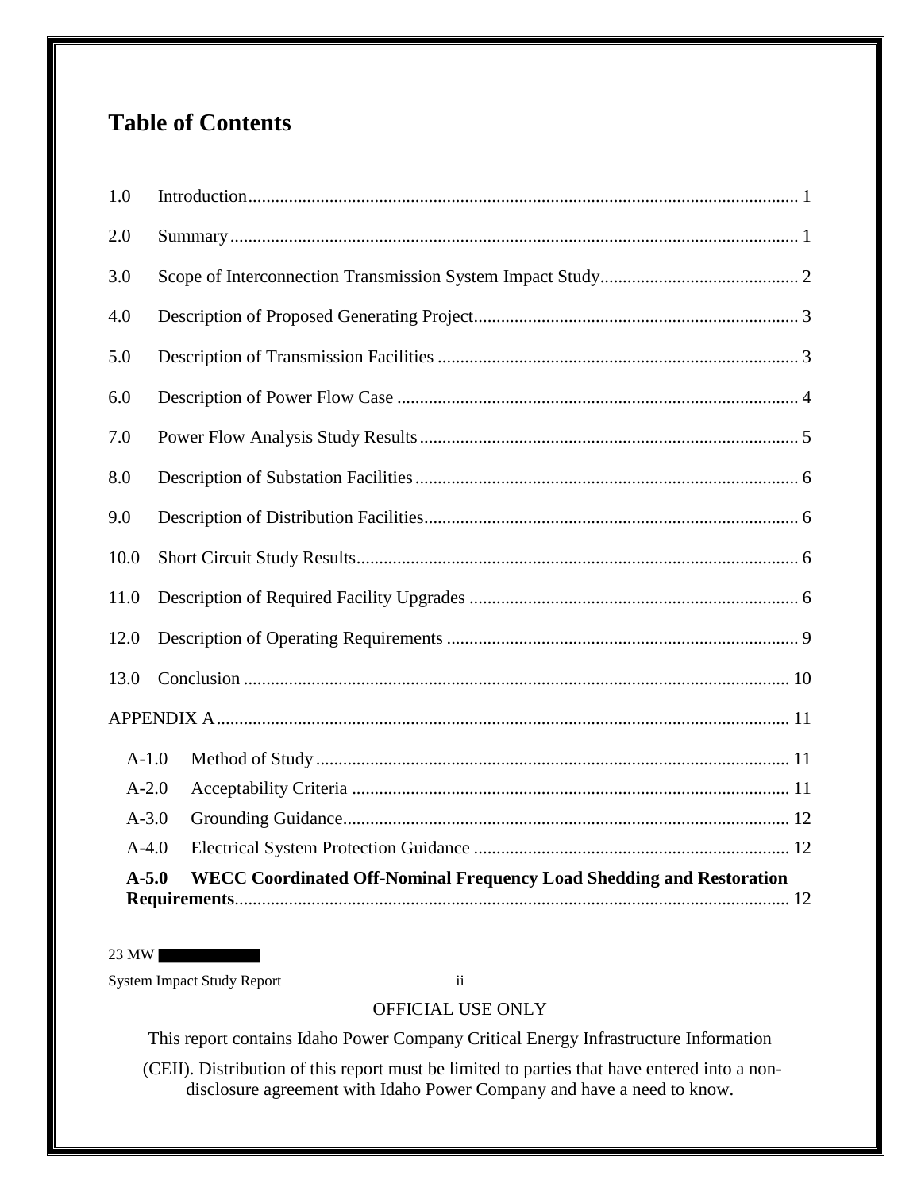# Table of Contents

1.0 Introduction ........................................................................................................................ 1

2.0 Summary ............................................................................................................................ 1

3.0 Scope of Interconnection Transmission System Impact Study ............................................ 2

4.0 Description of Proposed Generating Project ....................................................................... 3

5.0 Description of Transmission Facilities ............................................................................... 3

6.0 Description of Power Flow Case ........................................................................................ 4

7.0 Power Flow Analysis Study Results ................................................................................... 5

8.0 Description of Substation Facilities .................................................................................... 6

9.0 Description of Distribution Facilities .................................................................................. 6

10.0 Short Circuit Study Results ................................................................................................ 6

11.0 Description of Required Facility Upgrades ........................................................................ 6

12.0 Description of Operating Requirements ............................................................................. 9

13.0 Conclusion ....................................................................................................................... 10

APPENDIX A ............................................................................................................................. 11

- A-1.0 Method of Study ........................................................................................................ 11
- A-2.0 Acceptability Criteria ................................................................................................ 11
- A-3.0 Grounding Guidance .................................................................................................. 12
- A-4.0 Electrical System Protection Guidance ..................................................................... 12
- **A-5.0 WECC Coordinated Off-Nominal Frequency Load Shedding and Restoration Requirements** ........................................................................................................................ 12

23 MW

System Impact Study Report

OFFICIAL USE ONLY

This report contains Idaho Power Company Critical Energy Infrastructure Information (CEII). Distribution of this report must be limited to parties that have entered into a non-disclosure agreement with Idaho Power Company and have a need to know.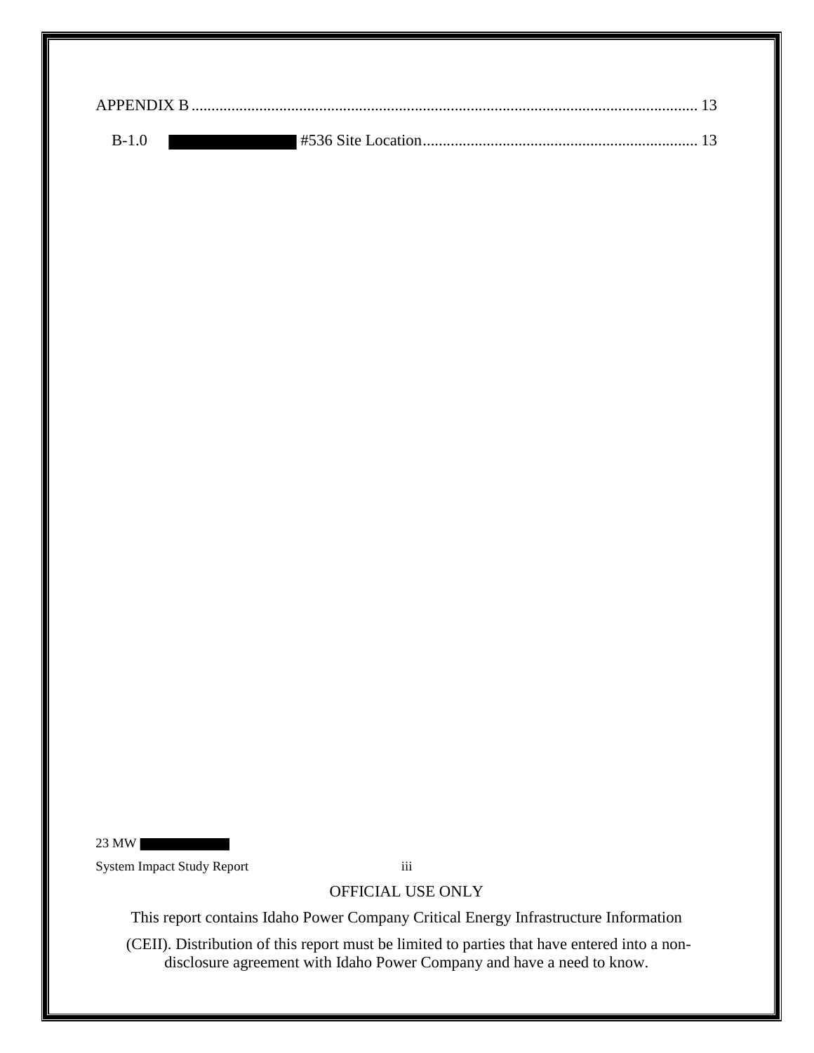APPENDIX B .......................................................................................................................... 13

B-1.0 ██████████ #536 Site Location .................................................................... 13

OFFICIAL USE ONLY

This report contains Idaho Power Company Critical Energy Infrastructure Information (CEII). Distribution of this report must be limited to parties that have entered into a non-disclosure agreement with Idaho Power Company and have a need to know.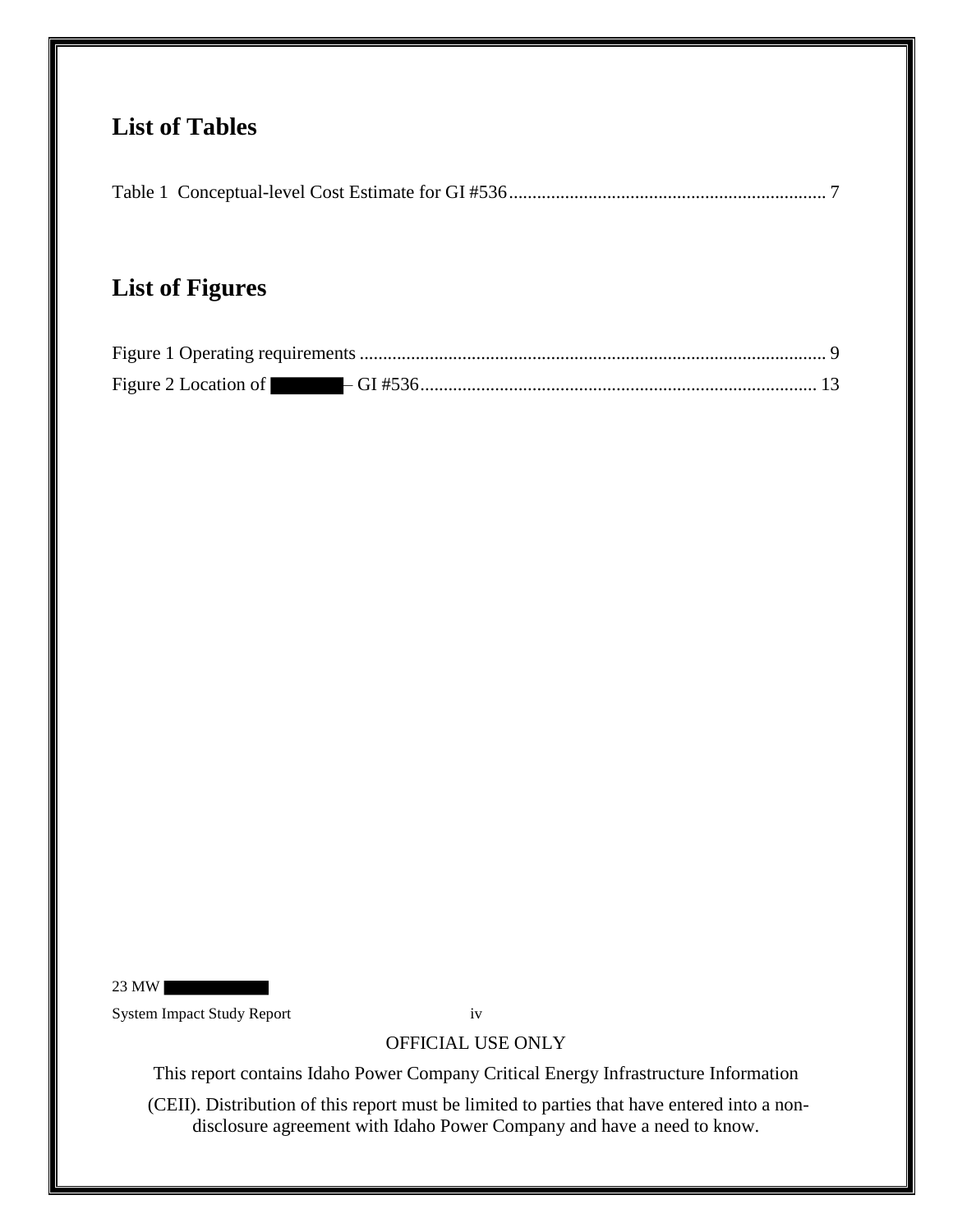## List of Tables

Table 1 Conceptual-level Cost Estimate for GI #536 .................................................................... 7

## List of Figures

Figure 1 Operating requirements .................................................................................................... 9

Figure 2 Location of ███████ – GI #536 ..................................................................................... 13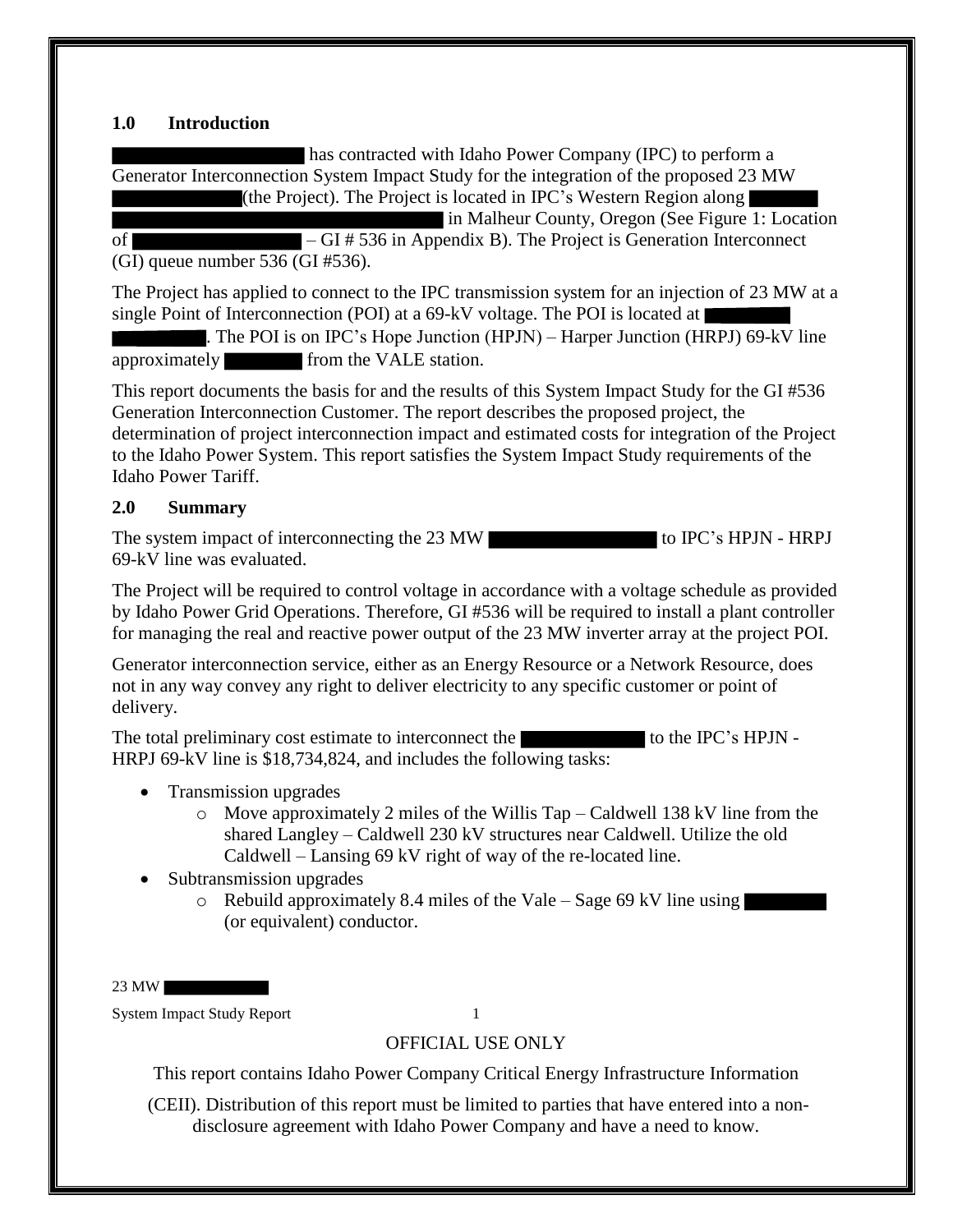## 1.0 Introduction

has contracted with Idaho Power Company (IPC) to perform a Generator Interconnection System Impact Study for the integration of the proposed 23 MW (the Project). The Project is located in IPC's Western Region along in Malheur County, Oregon (See Figure 1: Location of – GI # 536 in Appendix B). The Project is Generation Interconnect (GI) queue number 536 (GI #536).

The Project has applied to connect to the IPC transmission system for an injection of 23 MW at a single Point of Interconnection (POI) at a 69-kV voltage. The POI is located at . The POI is on IPC's Hope Junction (HPJN) – Harper Junction (HRPJ) 69-kV line approximately from the VALE station.

This report documents the basis for and the results of this System Impact Study for the GI #536 Generation Interconnection Customer. The report describes the proposed project, the determination of project interconnection impact and estimated costs for integration of the Project to the Idaho Power System. This report satisfies the System Impact Study requirements of the Idaho Power Tariff.

## 2.0 Summary

The system impact of interconnecting the 23 MW to IPC's HPJN - HRPJ 69-kV line was evaluated.

The Project will be required to control voltage in accordance with a voltage schedule as provided by Idaho Power Grid Operations. Therefore, GI #536 will be required to install a plant controller for managing the real and reactive power output of the 23 MW inverter array at the project POI.

Generator interconnection service, either as an Energy Resource or a Network Resource, does not in any way convey any right to deliver electricity to any specific customer or point of delivery.

The total preliminary cost estimate to interconnect the to the IPC's HPJN - HRPJ 69-kV line is $18,734,824, and includes the following tasks:

- Transmission upgrades
  - Move approximately 2 miles of the Willis Tap – Caldwell 138 kV line from the shared Langley – Caldwell 230 kV structures near Caldwell. Utilize the old Caldwell – Lansing 69 kV right of way of the re-located line.
- Subtransmission upgrades
  - Rebuild approximately 8.4 miles of the Vale – Sage 69 kV line using (or equivalent) conductor.

OFFICIAL USE ONLY

This report contains Idaho Power Company Critical Energy Infrastructure Information (CEII). Distribution of this report must be limited to parties that have entered into a non-disclosure agreement with Idaho Power Company and have a need to know.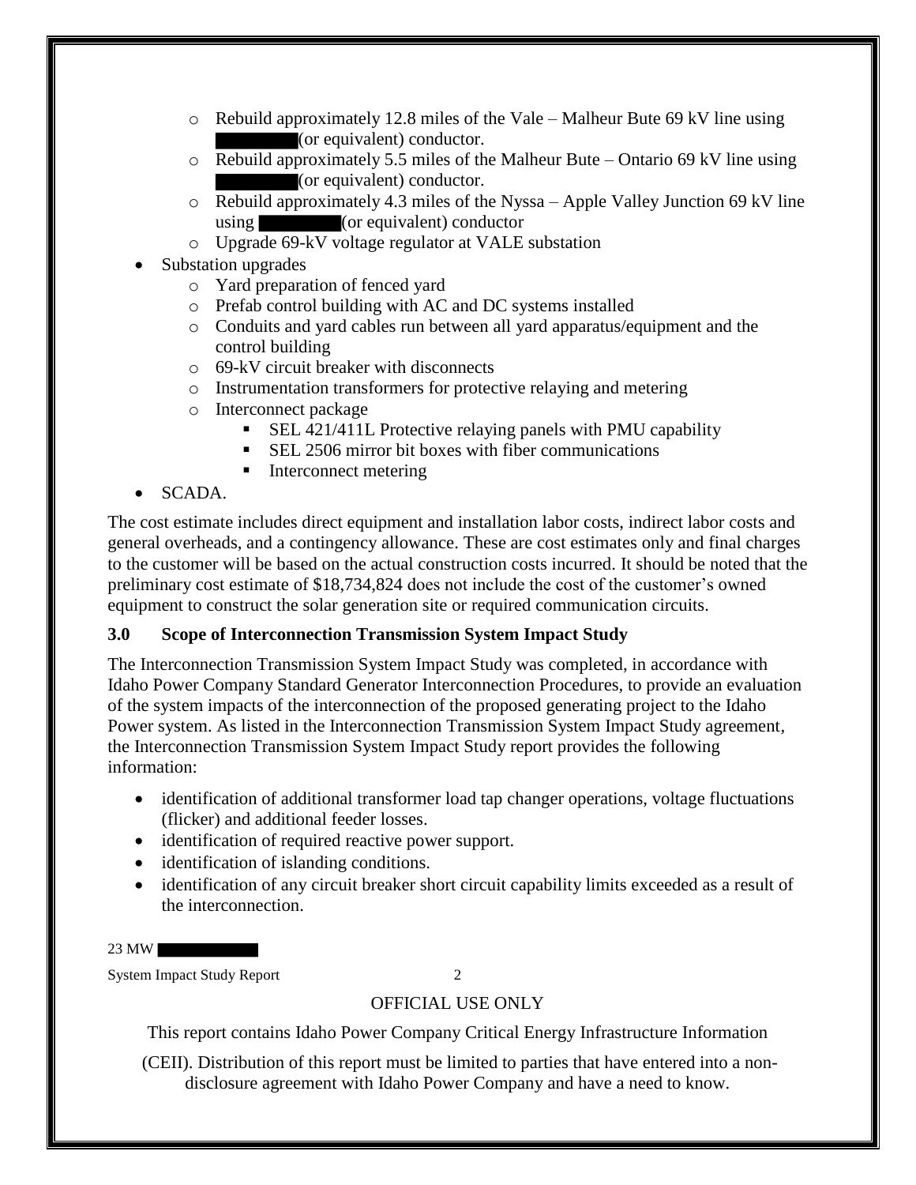- Rebuild approximately 12.8 miles of the Vale – Malheur Bute 69 kV line using ████████ (or equivalent) conductor.
- Rebuild approximately 5.5 miles of the Malheur Bute – Ontario 69 kV line using ████████ (or equivalent) conductor.
- Rebuild approximately 4.3 miles of the Nyssa – Apple Valley Junction 69 kV line using ████████ (or equivalent) conductor
- Upgrade 69-kV voltage regulator at VALE substation

- Substation upgrades
  - Yard preparation of fenced yard
  - Prefab control building with AC and DC systems installed
  - Conduits and yard cables run between all yard apparatus/equipment and the control building
  - 69-kV circuit breaker with disconnects
  - Instrumentation transformers for protective relaying and metering
  - Interconnect package
    - SEL 421/411L Protective relaying panels with PMU capability
    - SEL 2506 mirror bit boxes with fiber communications
    - Interconnect metering
- SCADA.

The cost estimate includes direct equipment and installation labor costs, indirect labor costs and general overheads, and a contingency allowance. These are cost estimates only and final charges to the customer will be based on the actual construction costs incurred. It should be noted that the preliminary cost estimate of $18,734,824 does not include the cost of the customer's owned equipment to construct the solar generation site or required communication circuits.

### 3.0 Scope of Interconnection Transmission System Impact Study

The Interconnection Transmission System Impact Study was completed, in accordance with Idaho Power Company Standard Generator Interconnection Procedures, to provide an evaluation of the system impacts of the interconnection of the proposed generating project to the Idaho Power system. As listed in the Interconnection Transmission System Impact Study agreement, the Interconnection Transmission System Impact Study report provides the following information:

- identification of additional transformer load tap changer operations, voltage fluctuations (flicker) and additional feeder losses.
- identification of required reactive power support.
- identification of islanding conditions.
- identification of any circuit breaker short circuit capability limits exceeded as a result of the interconnection.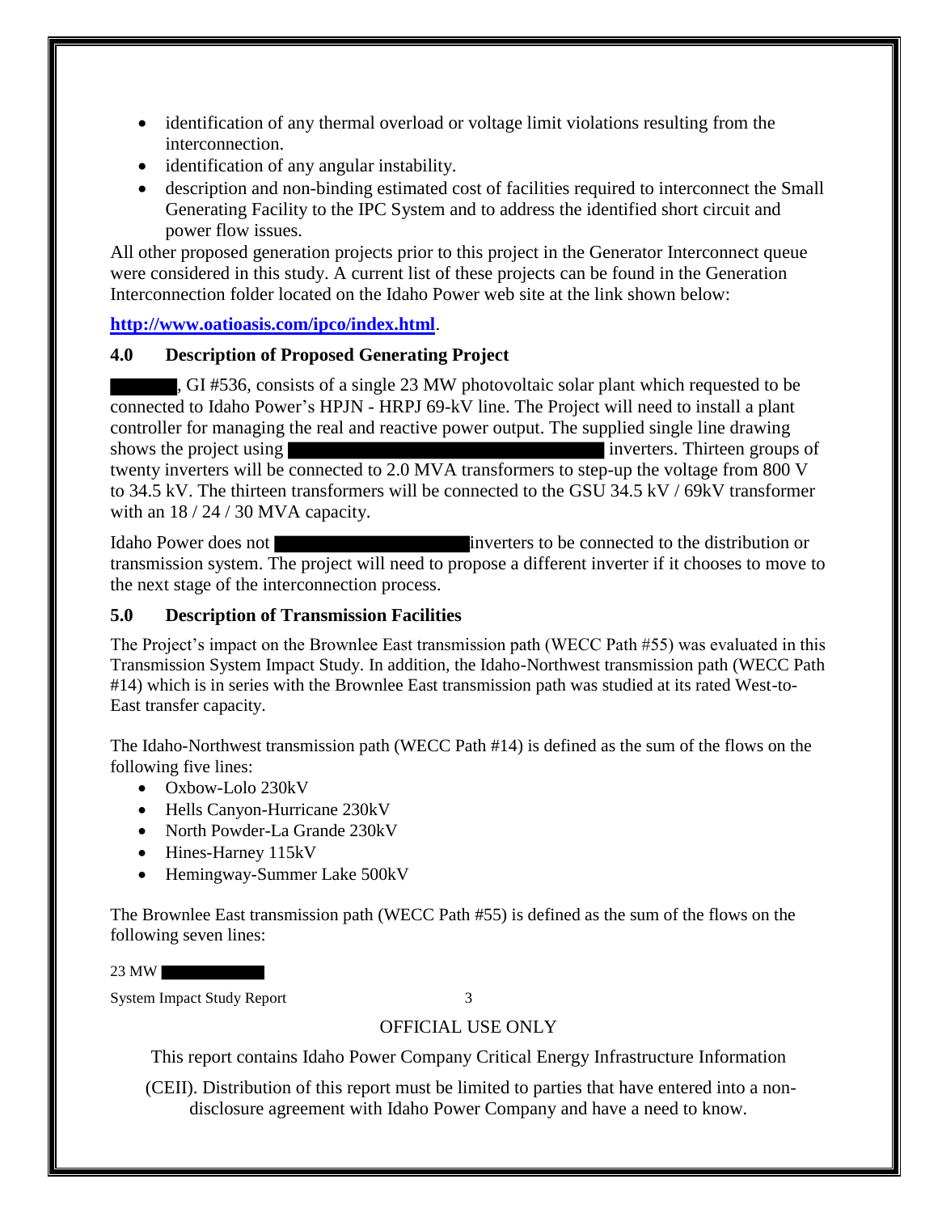- identification of any thermal overload or voltage limit violations resulting from the interconnection.
- identification of any angular instability.
- description and non-binding estimated cost of facilities required to interconnect the Small Generating Facility to the IPC System and to address the identified short circuit and power flow issues.

All other proposed generation projects prior to this project in the Generator Interconnect queue were considered in this study. A current list of these projects can be found in the Generation Interconnection folder located on the Idaho Power web site at the link shown below:

**http://www.oatioasis.com/ipco/index.html**.

## 4.0 Description of Proposed Generating Project

██████, GI #536, consists of a single 23 MW photovoltaic solar plant which requested to be connected to Idaho Power's HPJN - HRPJ 69-kV line. The Project will need to install a plant controller for managing the real and reactive power output. The supplied single line drawing shows the project using ██████████████████ inverters. Thirteen groups of twenty inverters will be connected to 2.0 MVA transformers to step-up the voltage from 800 V to 34.5 kV. The thirteen transformers will be connected to the GSU 34.5 kV / 69kV transformer with an 18 / 24 / 30 MVA capacity.

Idaho Power does not ██████████ inverters to be connected to the distribution or transmission system. The project will need to propose a different inverter if it chooses to move to the next stage of the interconnection process.

## 5.0 Description of Transmission Facilities

The Project's impact on the Brownlee East transmission path (WECC Path #55) was evaluated in this Transmission System Impact Study. In addition, the Idaho-Northwest transmission path (WECC Path #14) which is in series with the Brownlee East transmission path was studied at its rated West-to-East transfer capacity.

The Idaho-Northwest transmission path (WECC Path #14) is defined as the sum of the flows on the following five lines:

- Oxbow-Lolo 230kV
- Hells Canyon-Hurricane 230kV
- North Powder-La Grande 230kV
- Hines-Harney 115kV
- Hemingway-Summer Lake 500kV

The Brownlee East transmission path (WECC Path #55) is defined as the sum of the flows on the following seven lines: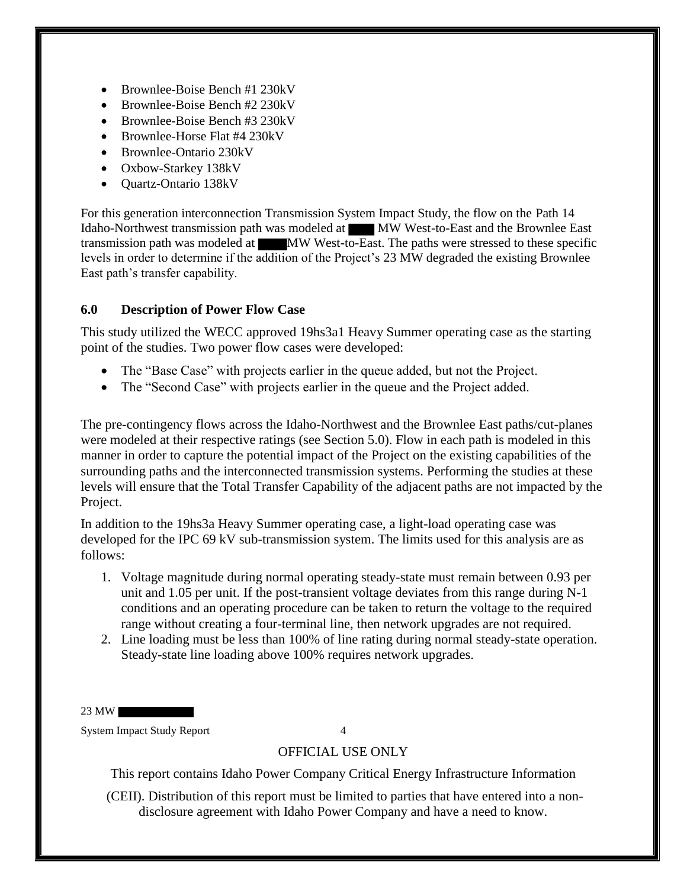- Brownlee-Boise Bench #1 230kV
- Brownlee-Boise Bench #2 230kV
- Brownlee-Boise Bench #3 230kV
- Brownlee-Horse Flat #4 230kV
- Brownlee-Ontario 230kV
- Oxbow-Starkey 138kV
- Quartz-Ontario 138kV

For this generation interconnection Transmission System Impact Study, the flow on the Path 14 Idaho-Northwest transmission path was modeled at ████ MW West-to-East and the Brownlee East transmission path was modeled at ████ MW West-to-East. The paths were stressed to these specific levels in order to determine if the addition of the Project's 23 MW degraded the existing Brownlee East path's transfer capability.

### 6.0 Description of Power Flow Case

This study utilized the WECC approved 19hs3a1 Heavy Summer operating case as the starting point of the studies. Two power flow cases were developed:

- The "Base Case" with projects earlier in the queue added, but not the Project.
- The "Second Case" with projects earlier in the queue and the Project added.

The pre-contingency flows across the Idaho-Northwest and the Brownlee East paths/cut-planes were modeled at their respective ratings (see Section 5.0). Flow in each path is modeled in this manner in order to capture the potential impact of the Project on the existing capabilities of the surrounding paths and the interconnected transmission systems. Performing the studies at these levels will ensure that the Total Transfer Capability of the adjacent paths are not impacted by the Project.

In addition to the 19hs3a Heavy Summer operating case, a light-load operating case was developed for the IPC 69 kV sub-transmission system. The limits used for this analysis are as follows:

1. Voltage magnitude during normal operating steady-state must remain between 0.93 per unit and 1.05 per unit. If the post-transient voltage deviates from this range during N-1 conditions and an operating procedure can be taken to return the voltage to the required range without creating a four-terminal line, then network upgrades are not required.
2. Line loading must be less than 100% of line rating during normal steady-state operation. Steady-state line loading above 100% requires network upgrades.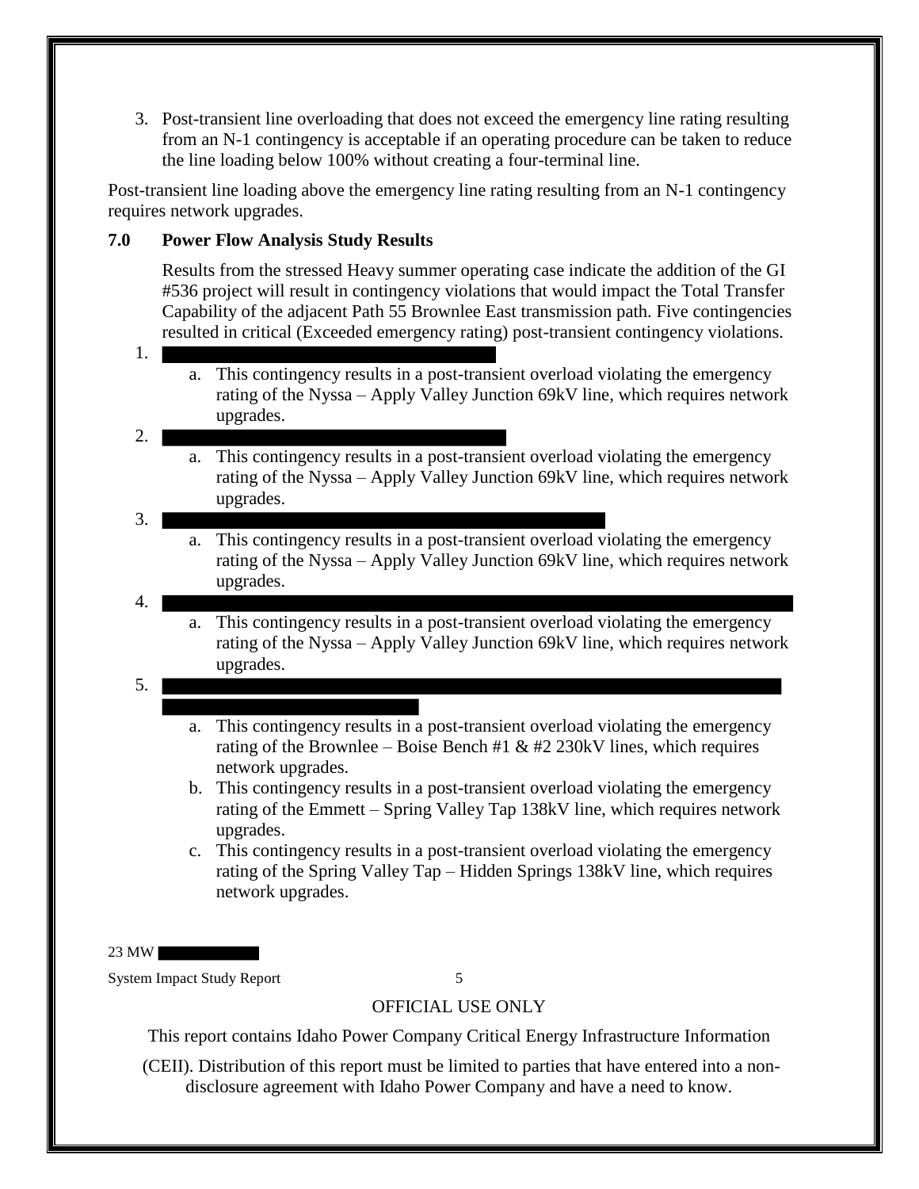3. Post-transient line overloading that does not exceed the emergency line rating resulting from an N-1 contingency is acceptable if an operating procedure can be taken to reduce the line loading below 100% without creating a four-terminal line.

Post-transient line loading above the emergency line rating resulting from an N-1 contingency requires network upgrades.

## 7.0 Power Flow Analysis Study Results

Results from the stressed Heavy summer operating case indicate the addition of the GI #536 project will result in contingency violations that would impact the Total Transfer Capability of the adjacent Path 55 Brownlee East transmission path. Five contingencies resulted in critical (Exceeded emergency rating) post-transient contingency violations.

1. [REDACTED]
   a. This contingency results in a post-transient overload violating the emergency rating of the Nyssa – Apply Valley Junction 69kV line, which requires network upgrades.
2. [REDACTED]
   a. This contingency results in a post-transient overload violating the emergency rating of the Nyssa – Apply Valley Junction 69kV line, which requires network upgrades.
3. [REDACTED]
   a. This contingency results in a post-transient overload violating the emergency rating of the Nyssa – Apply Valley Junction 69kV line, which requires network upgrades.
4. [REDACTED]
   a. This contingency results in a post-transient overload violating the emergency rating of the Nyssa – Apply Valley Junction 69kV line, which requires network upgrades.
5. [REDACTED]
   a. This contingency results in a post-transient overload violating the emergency rating of the Brownlee – Boise Bench #1 & #2 230kV lines, which requires network upgrades.
   b. This contingency results in a post-transient overload violating the emergency rating of the Emmett – Spring Valley Tap 138kV line, which requires network upgrades.
   c. This contingency results in a post-transient overload violating the emergency rating of the Spring Valley Tap – Hidden Springs 138kV line, which requires network upgrades.

OFFICIAL USE ONLY

This report contains Idaho Power Company Critical Energy Infrastructure Information (CEII). Distribution of this report must be limited to parties that have entered into a non-disclosure agreement with Idaho Power Company and have a need to know.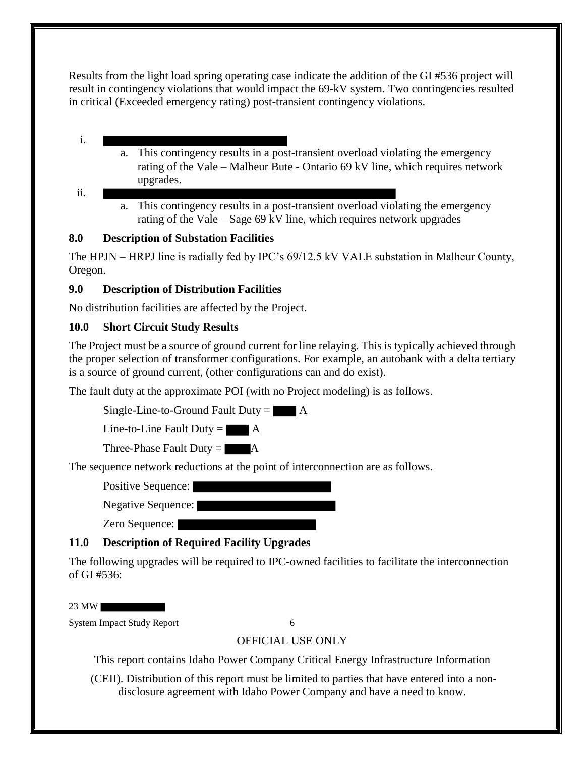Results from the light load spring operating case indicate the addition of the GI #536 project will result in contingency violations that would impact the 69-kV system. Two contingencies resulted in critical (Exceeded emergency rating) post-transient contingency violations.

i. 
   a. This contingency results in a post-transient overload violating the emergency rating of the Vale – Malheur Bute - Ontario 69 kV line, which requires network upgrades.

ii. 
   a. This contingency results in a post-transient overload violating the emergency rating of the Vale – Sage 69 kV line, which requires network upgrades

## 8.0 Description of Substation Facilities

The HPJN – HRPJ line is radially fed by IPC's 69/12.5 kV VALE substation in Malheur County, Oregon.

## 9.0 Description of Distribution Facilities

No distribution facilities are affected by the Project.

## 10.0 Short Circuit Study Results

The Project must be a source of ground current for line relaying. This is typically achieved through the proper selection of transformer configurations. For example, an autobank with a delta tertiary is a source of ground current, (other configurations can and do exist).

The fault duty at the approximate POI (with no Project modeling) is as follows.

Single-Line-to-Ground Fault Duty = A

Line-to-Line Fault Duty = A

Three-Phase Fault Duty = A

The sequence network reductions at the point of interconnection are as follows.

Positive Sequence:

Negative Sequence:

Zero Sequence:

## 11.0 Description of Required Facility Upgrades

The following upgrades will be required to IPC-owned facilities to facilitate the interconnection of GI #536: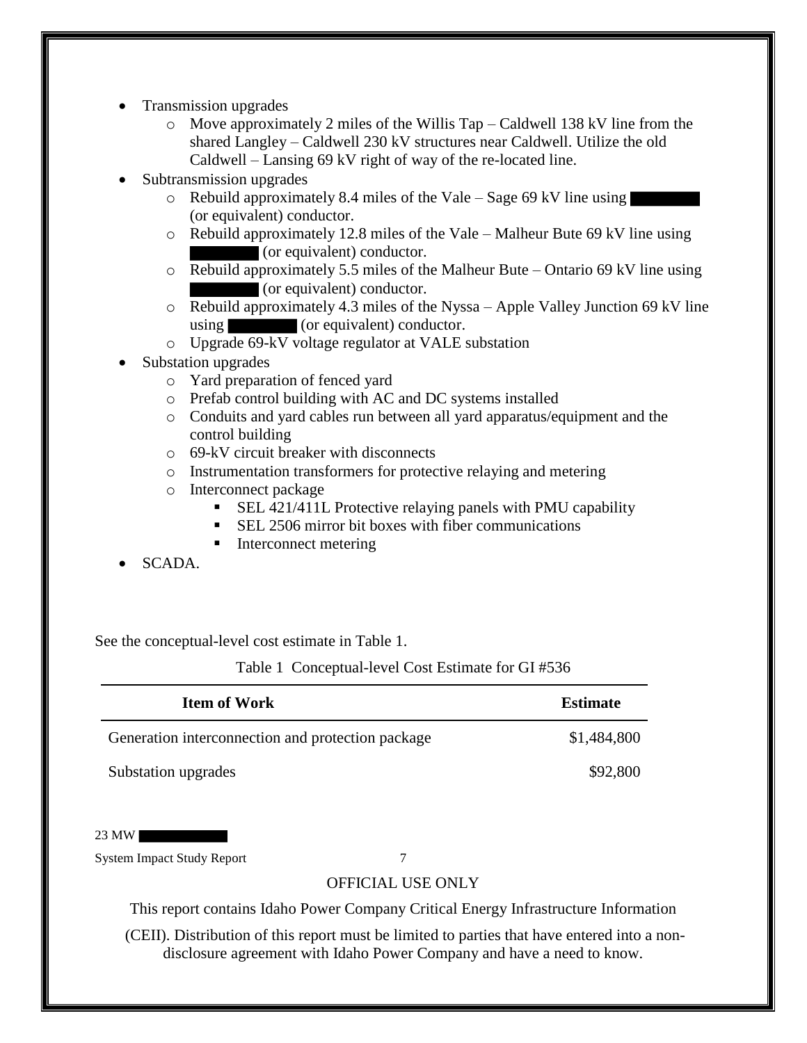- Transmission upgrades
  - Move approximately 2 miles of the Willis Tap – Caldwell 138 kV line from the shared Langley – Caldwell 230 kV structures near Caldwell. Utilize the old Caldwell – Lansing 69 kV right of way of the re-located line.
- Subtransmission upgrades
  - Rebuild approximately 8.4 miles of the Vale – Sage 69 kV line using ████ (or equivalent) conductor.
  - Rebuild approximately 12.8 miles of the Vale – Malheur Bute 69 kV line using ████ (or equivalent) conductor.
  - Rebuild approximately 5.5 miles of the Malheur Bute – Ontario 69 kV line using ████ (or equivalent) conductor.
  - Rebuild approximately 4.3 miles of the Nyssa – Apple Valley Junction 69 kV line using ████ (or equivalent) conductor.
  - Upgrade 69-kV voltage regulator at VALE substation
- Substation upgrades
  - Yard preparation of fenced yard
  - Prefab control building with AC and DC systems installed
  - Conduits and yard cables run between all yard apparatus/equipment and the control building
  - 69-kV circuit breaker with disconnects
  - Instrumentation transformers for protective relaying and metering
  - Interconnect package
    - SEL 421/411L Protective relaying panels with PMU capability
    - SEL 2506 mirror bit boxes with fiber communications
    - Interconnect metering
- SCADA.

See the conceptual-level cost estimate in Table 1.

Table 1 Conceptual-level Cost Estimate for GI #536

| Item of Work | Estimate |
|---|---|
| Generation interconnection and protection package | $1,484,800 |
| Substation upgrades | $92,800 |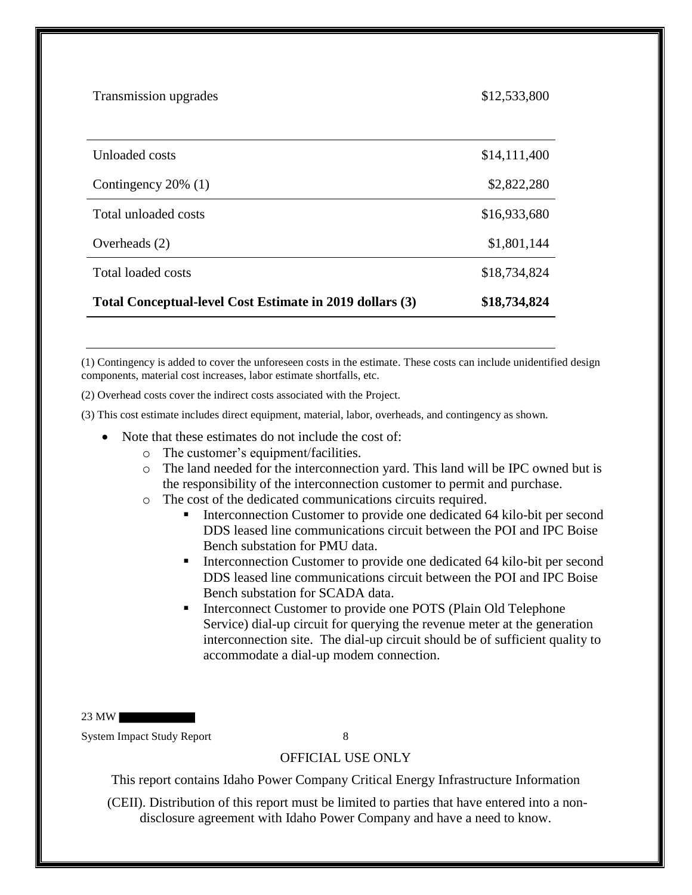| | |
|---|---|
| Transmission upgrades | $12,533,800 |
| Unloaded costs | $14,111,400 |
| Contingency 20% (1) | $2,822,280 |
| Total unloaded costs | $16,933,680 |
| Overheads (2) | $1,801,144 |
| Total loaded costs | $18,734,824 |
| **Total Conceptual-level Cost Estimate in 2019 dollars (3)** | **$18,734,824** |

(1) Contingency is added to cover the unforeseen costs in the estimate. These costs can include unidentified design components, material cost increases, labor estimate shortfalls, etc.

(2) Overhead costs cover the indirect costs associated with the Project.

(3) This cost estimate includes direct equipment, material, labor, overheads, and contingency as shown.

- Note that these estimates do not include the cost of:
  - The customer's equipment/facilities.
  - The land needed for the interconnection yard. This land will be IPC owned but is the responsibility of the interconnection customer to permit and purchase.
  - The cost of the dedicated communications circuits required.
    - Interconnection Customer to provide one dedicated 64 kilo-bit per second DDS leased line communications circuit between the POI and IPC Boise Bench substation for PMU data.
    - Interconnection Customer to provide one dedicated 64 kilo-bit per second DDS leased line communications circuit between the POI and IPC Boise Bench substation for SCADA data.
    - Interconnect Customer to provide one POTS (Plain Old Telephone Service) dial-up circuit for querying the revenue meter at the generation interconnection site. The dial-up circuit should be of sufficient quality to accommodate a dial-up modem connection.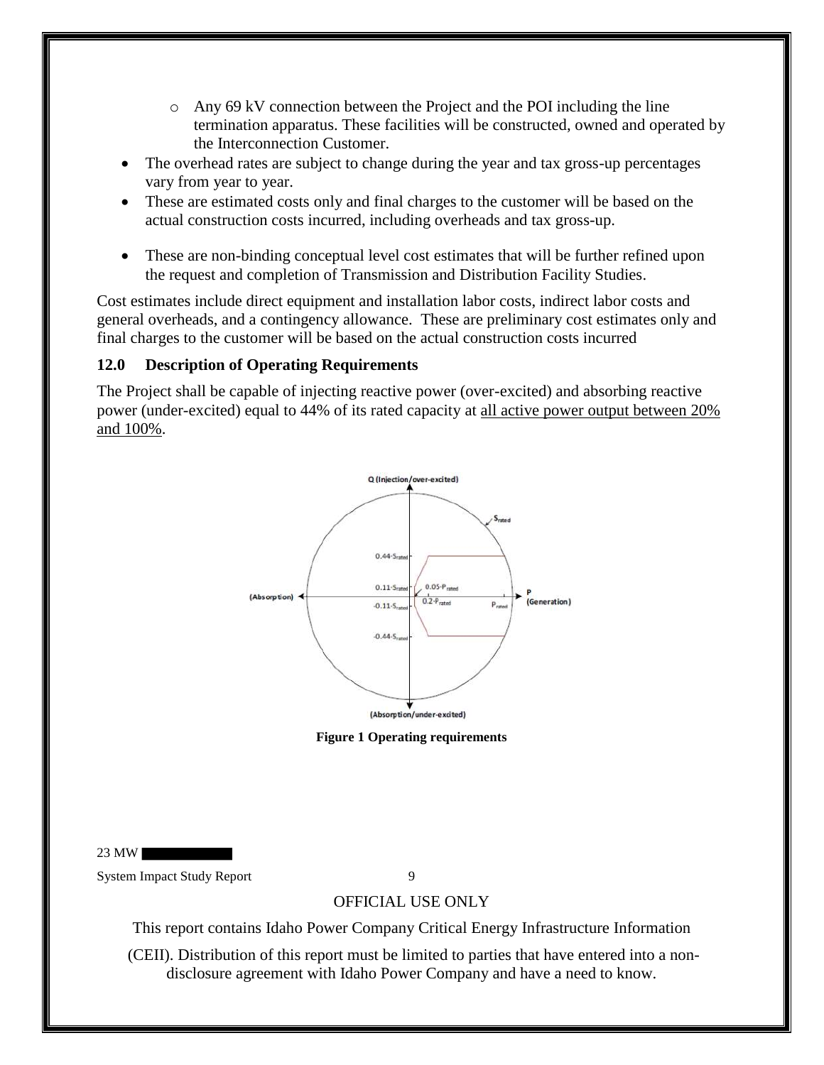- Any 69 kV connection between the Project and the POI including the line termination apparatus. These facilities will be constructed, owned and operated by the Interconnection Customer.

- The overhead rates are subject to change during the year and tax gross-up percentages vary from year to year.
- These are estimated costs only and final charges to the customer will be based on the actual construction costs incurred, including overheads and tax gross-up.
- These are non-binding conceptual level cost estimates that will be further refined upon the request and completion of Transmission and Distribution Facility Studies.

Cost estimates include direct equipment and installation labor costs, indirect labor costs and general overheads, and a contingency allowance. These are preliminary cost estimates only and final charges to the customer will be based on the actual construction costs incurred

### 12.0 Description of Operating Requirements

The Project shall be capable of injecting reactive power (over-excited) and absorbing reactive power (under-excited) equal to 44% of its rated capacity at all active power output between 20% and 100%.

**Figure 1 Operating requirements**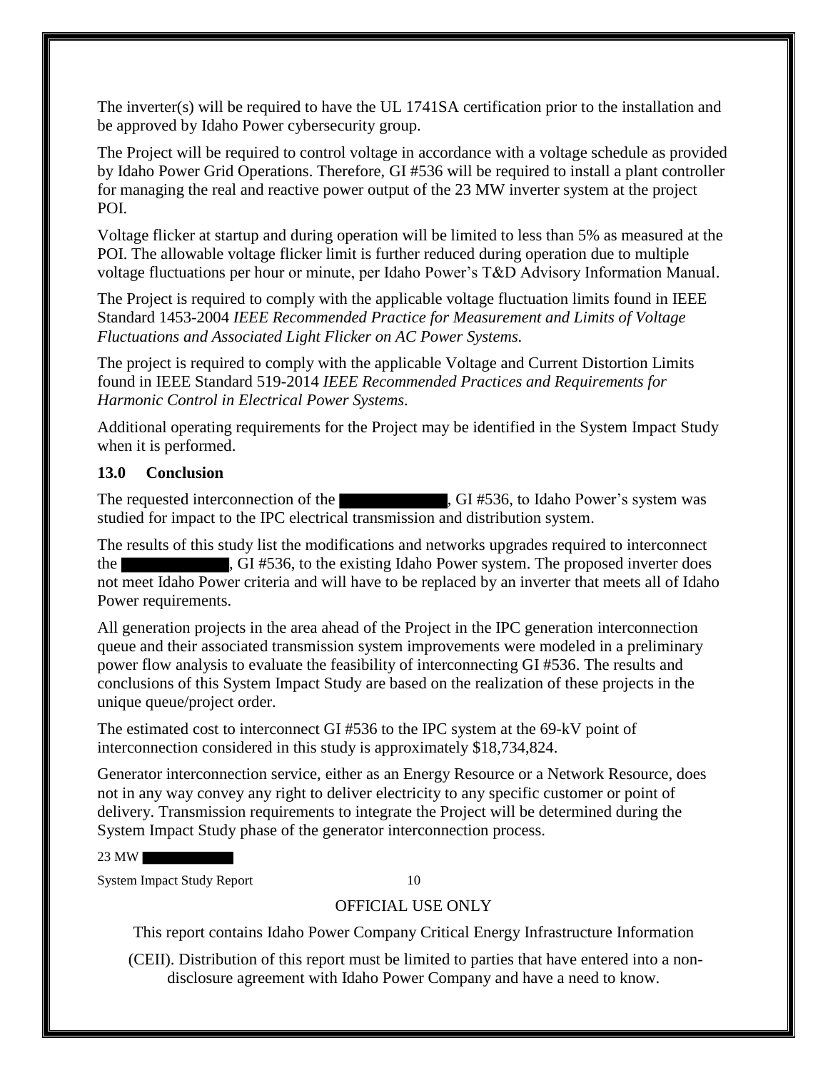The inverter(s) will be required to have the UL 1741SA certification prior to the installation and be approved by Idaho Power cybersecurity group.

The Project will be required to control voltage in accordance with a voltage schedule as provided by Idaho Power Grid Operations. Therefore, GI #536 will be required to install a plant controller for managing the real and reactive power output of the 23 MW inverter system at the project POI.

Voltage flicker at startup and during operation will be limited to less than 5% as measured at the POI. The allowable voltage flicker limit is further reduced during operation due to multiple voltage fluctuations per hour or minute, per Idaho Power's T&D Advisory Information Manual.

The Project is required to comply with the applicable voltage fluctuation limits found in IEEE Standard 1453-2004 *IEEE Recommended Practice for Measurement and Limits of Voltage Fluctuations and Associated Light Flicker on AC Power Systems.*

The project is required to comply with the applicable Voltage and Current Distortion Limits found in IEEE Standard 519-2014 *IEEE Recommended Practices and Requirements for Harmonic Control in Electrical Power Systems*.

Additional operating requirements for the Project may be identified in the System Impact Study when it is performed.

### 13.0 Conclusion

The requested interconnection of the ██████████, GI #536, to Idaho Power's system was studied for impact to the IPC electrical transmission and distribution system.

The results of this study list the modifications and networks upgrades required to interconnect the ██████████, GI #536, to the existing Idaho Power system. The proposed inverter does not meet Idaho Power criteria and will have to be replaced by an inverter that meets all of Idaho Power requirements.

All generation projects in the area ahead of the Project in the IPC generation interconnection queue and their associated transmission system improvements were modeled in a preliminary power flow analysis to evaluate the feasibility of interconnecting GI #536. The results and conclusions of this System Impact Study are based on the realization of these projects in the unique queue/project order.

The estimated cost to interconnect GI #536 to the IPC system at the 69-kV point of interconnection considered in this study is approximately $18,734,824.

Generator interconnection service, either as an Energy Resource or a Network Resource, does not in any way convey any right to deliver electricity to any specific customer or point of delivery. Transmission requirements to integrate the Project will be determined during the System Impact Study phase of the generator interconnection process.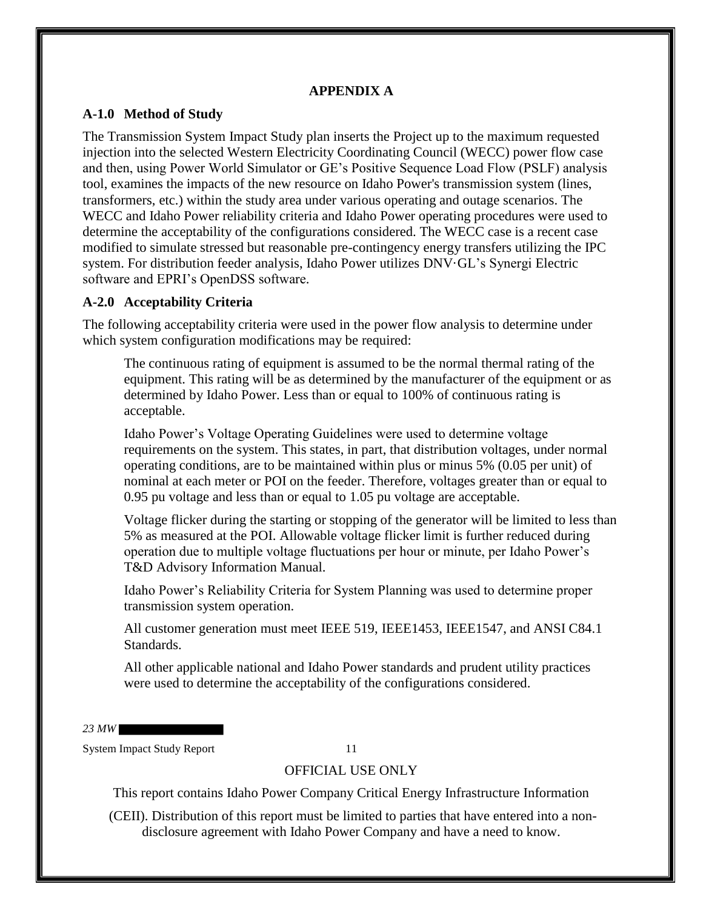## APPENDIX A

### A-1.0 Method of Study

The Transmission System Impact Study plan inserts the Project up to the maximum requested injection into the selected Western Electricity Coordinating Council (WECC) power flow case and then, using Power World Simulator or GE's Positive Sequence Load Flow (PSLF) analysis tool, examines the impacts of the new resource on Idaho Power's transmission system (lines, transformers, etc.) within the study area under various operating and outage scenarios. The WECC and Idaho Power reliability criteria and Idaho Power operating procedures were used to determine the acceptability of the configurations considered. The WECC case is a recent case modified to simulate stressed but reasonable pre-contingency energy transfers utilizing the IPC system. For distribution feeder analysis, Idaho Power utilizes DNV·GL's Synergi Electric software and EPRI's OpenDSS software.

### A-2.0 Acceptability Criteria

The following acceptability criteria were used in the power flow analysis to determine under which system configuration modifications may be required:

The continuous rating of equipment is assumed to be the normal thermal rating of the equipment. This rating will be as determined by the manufacturer of the equipment or as determined by Idaho Power. Less than or equal to 100% of continuous rating is acceptable.

Idaho Power's Voltage Operating Guidelines were used to determine voltage requirements on the system. This states, in part, that distribution voltages, under normal operating conditions, are to be maintained within plus or minus 5% (0.05 per unit) of nominal at each meter or POI on the feeder. Therefore, voltages greater than or equal to 0.95 pu voltage and less than or equal to 1.05 pu voltage are acceptable.

Voltage flicker during the starting or stopping of the generator will be limited to less than 5% as measured at the POI. Allowable voltage flicker limit is further reduced during operation due to multiple voltage fluctuations per hour or minute, per Idaho Power's T&D Advisory Information Manual.

Idaho Power's Reliability Criteria for System Planning was used to determine proper transmission system operation.

All customer generation must meet IEEE 519, IEEE1453, IEEE1547, and ANSI C84.1 Standards.

All other applicable national and Idaho Power standards and prudent utility practices were used to determine the acceptability of the configurations considered.

*23 MW*

OFFICIAL USE ONLY

This report contains Idaho Power Company Critical Energy Infrastructure Information (CEII). Distribution of this report must be limited to parties that have entered into a non-disclosure agreement with Idaho Power Company and have a need to know.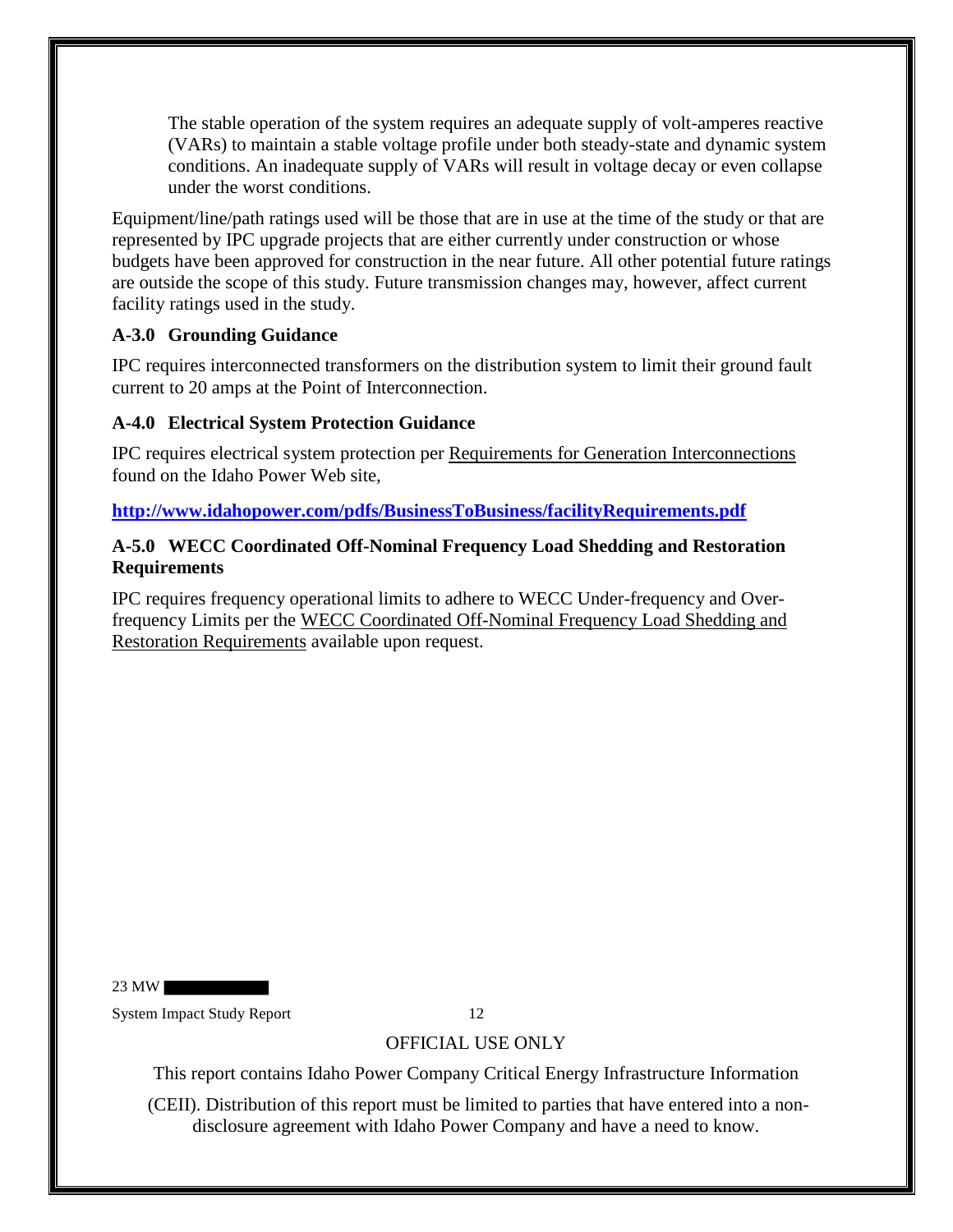The stable operation of the system requires an adequate supply of volt-amperes reactive (VARs) to maintain a stable voltage profile under both steady-state and dynamic system conditions. An inadequate supply of VARs will result in voltage decay or even collapse under the worst conditions.

Equipment/line/path ratings used will be those that are in use at the time of the study or that are represented by IPC upgrade projects that are either currently under construction or whose budgets have been approved for construction in the near future. All other potential future ratings are outside the scope of this study. Future transmission changes may, however, affect current facility ratings used in the study.

### A-3.0 Grounding Guidance

IPC requires interconnected transformers on the distribution system to limit their ground fault current to 20 amps at the Point of Interconnection.

### A-4.0 Electrical System Protection Guidance

IPC requires electrical system protection per Requirements for Generation Interconnections found on the Idaho Power Web site,

**http://www.idahopower.com/pdfs/BusinessToBusiness/facilityRequirements.pdf**

### A-5.0 WECC Coordinated Off-Nominal Frequency Load Shedding and Restoration Requirements

IPC requires frequency operational limits to adhere to WECC Under-frequency and Over-frequency Limits per the WECC Coordinated Off-Nominal Frequency Load Shedding and Restoration Requirements available upon request.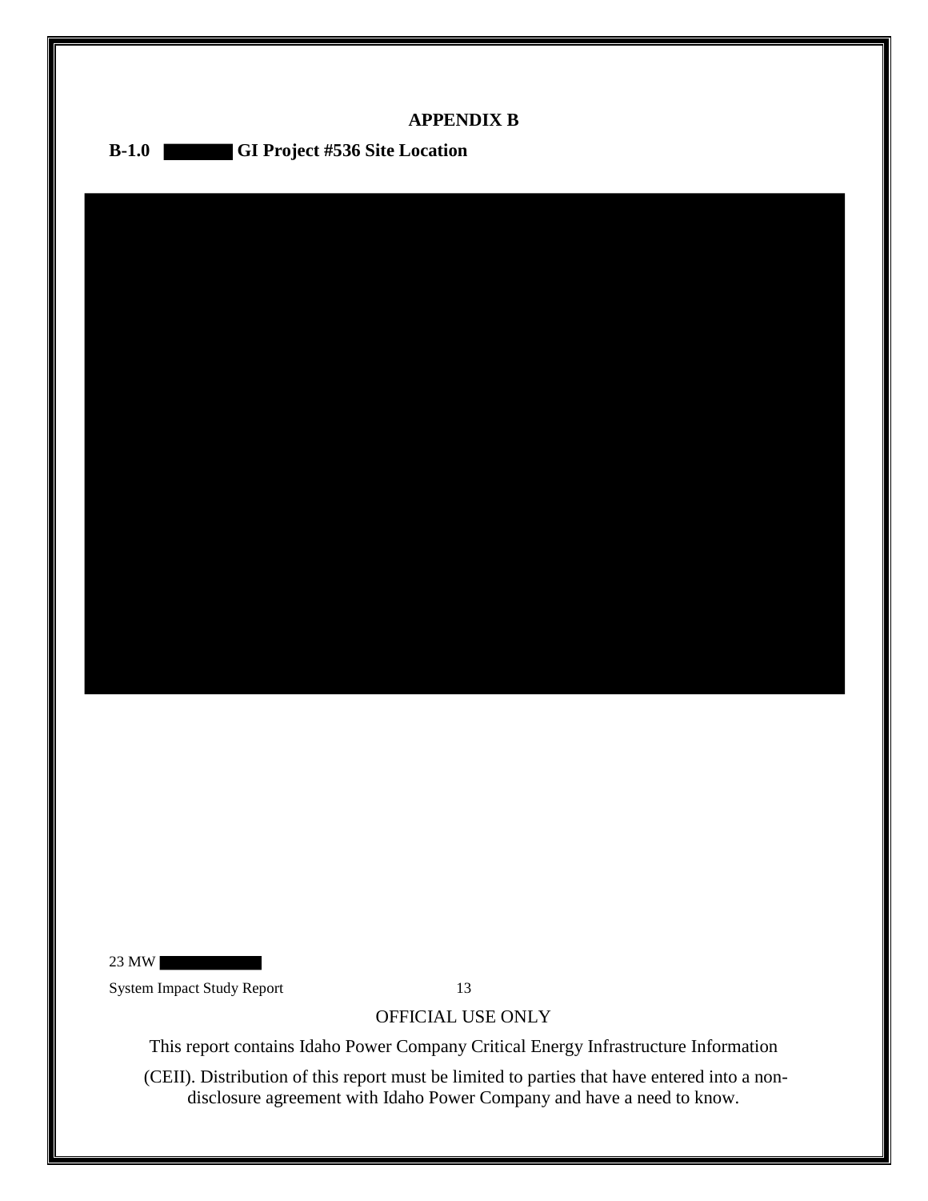**APPENDIX B**

**B-1.0 GI Project #536 Site Location**

23 MW

OFFICIAL USE ONLY

This report contains Idaho Power Company Critical Energy Infrastructure Information (CEII). Distribution of this report must be limited to parties that have entered into a non-disclosure agreement with Idaho Power Company and have a need to know.